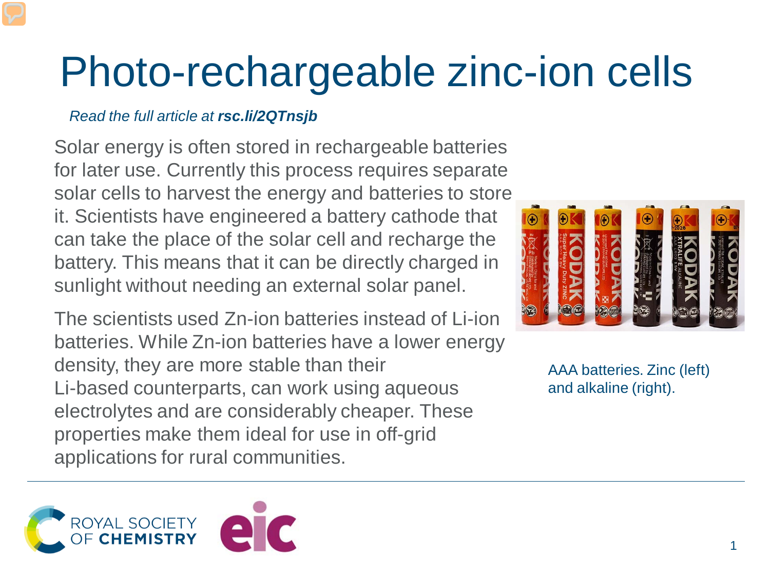# Photo-rechargeable zinc-ion cells

*Read the full article at* ***rsc.li/2QTnsjb***

Solar energy is often stored in rechargeable batteries for later use. Currently this process requires separate solar cells to harvest the energy and batteries to store it. Scientists have engineered a battery cathode that can take the place of the solar cell and recharge the battery. This means that it can be directly charged in sunlight without needing an external solar panel.

The scientists used Zn-ion batteries instead of Li-ion batteries. While Zn-ion batteries have a lower energy density, they are more stable than their Li-based counterparts, can work using aqueous electrolytes and are considerably cheaper. These properties make them ideal for use in off-grid applications for rural communities.

AAA batteries. Zinc (left) and alkaline (right).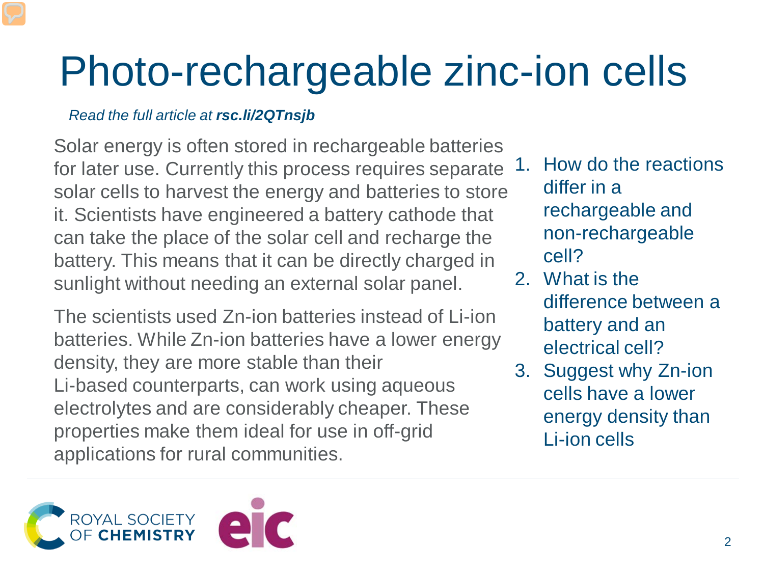# Photo-rechargeable zinc-ion cells

*Read the full article at* ***rsc.li/2QTnsjb***

Solar energy is often stored in rechargeable batteries for later use. Currently this process requires separate solar cells to harvest the energy and batteries to store it. Scientists have engineered a battery cathode that can take the place of the solar cell and recharge the battery. This means that it can be directly charged in sunlight without needing an external solar panel.

The scientists used Zn-ion batteries instead of Li-ion batteries. While Zn-ion batteries have a lower energy density, they are more stable than their Li-based counterparts, can work using aqueous electrolytes and are considerably cheaper. These properties make them ideal for use in off-grid applications for rural communities.

1. How do the reactions differ in a rechargeable and non-rechargeable cell?
2. What is the difference between a battery and an electrical cell?
3. Suggest why Zn-ion cells have a lower energy density than Li-ion cells